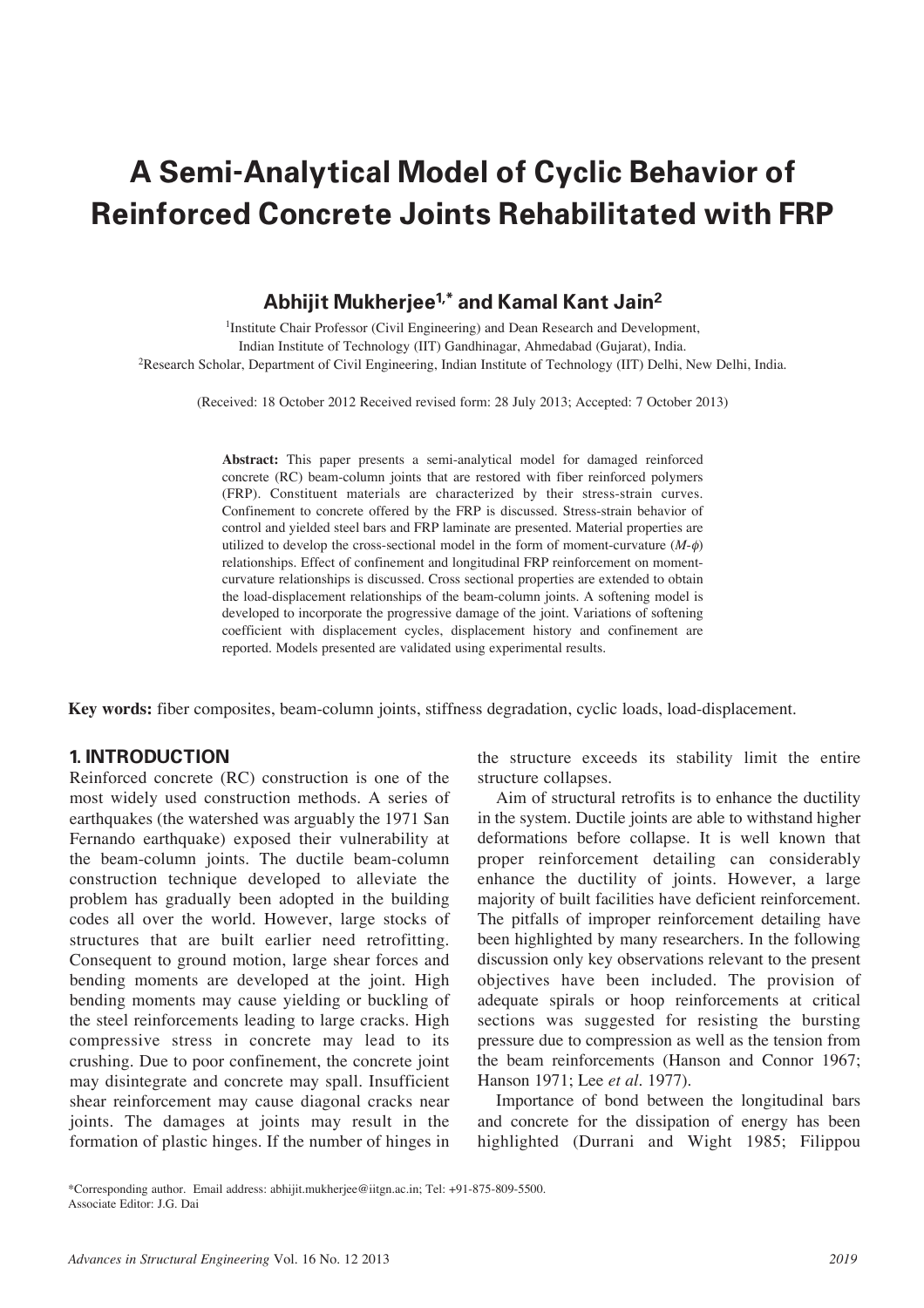# A Semi-Analytical Model of Cyclic Behavior of Reinforced Concrete Joints Rehabilitated with FRP

**Abhijit Mukherjee[1,*] and Kamal Kant Jain[2]**

[1]Institute Chair Professor (Civil Engineering) and Dean Research and Development, Indian Institute of Technology (IIT) Gandhinagar, Ahmedabad (Gujarat), India.
[2]Research Scholar, Department of Civil Engineering, Indian Institute of Technology (IIT) Delhi, New Delhi, India.

(Received: 18 October 2012 Received revised form: 28 July 2013; Accepted: 7 October 2013)

**Abstract:** This paper presents a semi-analytical model for damaged reinforced concrete (RC) beam-column joints that are restored with fiber reinforced polymers (FRP). Constituent materials are characterized by their stress-strain curves. Confinement to concrete offered by the FRP is discussed. Stress-strain behavior of control and yielded steel bars and FRP laminate are presented. Material properties are utilized to develop the cross-sectional model in the form of moment-curvature ($M$-$\phi$) relationships. Effect of confinement and longitudinal FRP reinforcement on moment-curvature relationships is discussed. Cross sectional properties are extended to obtain the load-displacement relationships of the beam-column joints. A softening model is developed to incorporate the progressive damage of the joint. Variations of softening coefficient with displacement cycles, displacement history and confinement are reported. Models presented are validated using experimental results.

**Key words:** fiber composites, beam-column joints, stiffness degradation, cyclic loads, load-displacement.

## 1. INTRODUCTION

Reinforced concrete (RC) construction is one of the most widely used construction methods. A series of earthquakes (the watershed was arguably the 1971 San Fernando earthquake) exposed their vulnerability at the beam-column joints. The ductile beam-column construction technique developed to alleviate the problem has gradually been adopted in the building codes all over the world. However, large stocks of structures that are built earlier need retrofitting. Consequent to ground motion, large shear forces and bending moments are developed at the joint. High bending moments may cause yielding or buckling of the steel reinforcements leading to large cracks. High compressive stress in concrete may lead to its crushing. Due to poor confinement, the concrete joint may disintegrate and concrete may spall. Insufficient shear reinforcement may cause diagonal cracks near joints. The damages at joints may result in the formation of plastic hinges. If the number of hinges in the structure exceeds its stability limit the entire structure collapses.

Aim of structural retrofits is to enhance the ductility in the system. Ductile joints are able to withstand higher deformations before collapse. It is well known that proper reinforcement detailing can considerably enhance the ductility of joints. However, a large majority of built facilities have deficient reinforcement. The pitfalls of improper reinforcement detailing have been highlighted by many researchers. In the following discussion only key observations relevant to the present objectives have been included. The provision of adequate spirals or hoop reinforcements at critical sections was suggested for resisting the bursting pressure due to compression as well as the tension from the beam reinforcements (Hanson and Connor 1967; Hanson 1971; Lee *et al.* 1977).

Importance of bond between the longitudinal bars and concrete for the dissipation of energy has been highlighted (Durrani and Wight 1985; Filippou

*Corresponding author. Email address: abhijit.mukherjee@iitgn.ac.in; Tel: +91-875-809-5500.
Associate Editor: J.G. Dai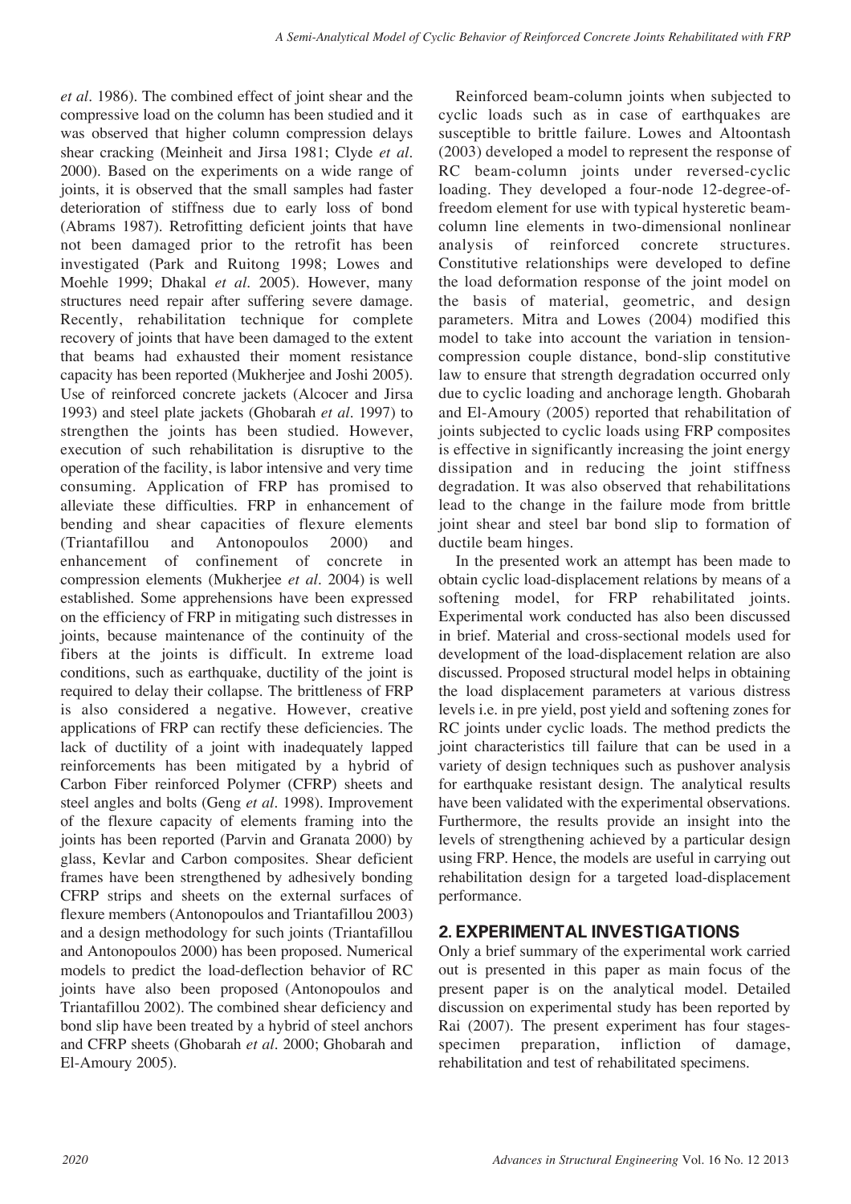*et al.* 1986). The combined effect of joint shear and the compressive load on the column has been studied and it was observed that higher column compression delays shear cracking (Meinheit and Jirsa 1981; Clyde *et al.* 2000). Based on the experiments on a wide range of joints, it is observed that the small samples had faster deterioration of stiffness due to early loss of bond (Abrams 1987). Retrofitting deficient joints that have not been damaged prior to the retrofit has been investigated (Park and Ruitong 1998; Lowes and Moehle 1999; Dhakal *et al.* 2005). However, many structures need repair after suffering severe damage. Recently, rehabilitation technique for complete recovery of joints that have been damaged to the extent that beams had exhausted their moment resistance capacity has been reported (Mukherjee and Joshi 2005). Use of reinforced concrete jackets (Alcocer and Jirsa 1993) and steel plate jackets (Ghobarah *et al.* 1997) to strengthen the joints has been studied. However, execution of such rehabilitation is disruptive to the operation of the facility, is labor intensive and very time consuming. Application of FRP has promised to alleviate these difficulties. FRP in enhancement of bending and shear capacities of flexure elements (Triantafillou and Antonopoulos 2000) and enhancement of confinement of concrete in compression elements (Mukherjee *et al.* 2004) is well established. Some apprehensions have been expressed on the efficiency of FRP in mitigating such distresses in joints, because maintenance of the continuity of the fibers at the joints is difficult. In extreme load conditions, such as earthquake, ductility of the joint is required to delay their collapse. The brittleness of FRP is also considered a negative. However, creative applications of FRP can rectify these deficiencies. The lack of ductility of a joint with inadequately lapped reinforcements has been mitigated by a hybrid of Carbon Fiber reinforced Polymer (CFRP) sheets and steel angles and bolts (Geng *et al.* 1998). Improvement of the flexure capacity of elements framing into the joints has been reported (Parvin and Granata 2000) by glass, Kevlar and Carbon composites. Shear deficient frames have been strengthened by adhesively bonding CFRP strips and sheets on the external surfaces of flexure members (Antonopoulos and Triantafillou 2003) and a design methodology for such joints (Triantafillou and Antonopoulos 2000) has been proposed. Numerical models to predict the load-deflection behavior of RC joints have also been proposed (Antonopoulos and Triantafillou 2002). The combined shear deficiency and bond slip have been treated by a hybrid of steel anchors and CFRP sheets (Ghobarah *et al.* 2000; Ghobarah and El-Amoury 2005).

Reinforced beam-column joints when subjected to cyclic loads such as in case of earthquakes are susceptible to brittle failure. Lowes and Altoontash (2003) developed a model to represent the response of RC beam-column joints under reversed-cyclic loading. They developed a four-node 12-degree-of-freedom element for use with typical hysteretic beam-column line elements in two-dimensional nonlinear analysis of reinforced concrete structures. Constitutive relationships were developed to define the load deformation response of the joint model on the basis of material, geometric, and design parameters. Mitra and Lowes (2004) modified this model to take into account the variation in tension-compression couple distance, bond-slip constitutive law to ensure that strength degradation occurred only due to cyclic loading and anchorage length. Ghobarah and El-Amoury (2005) reported that rehabilitation of joints subjected to cyclic loads using FRP composites is effective in significantly increasing the joint energy dissipation and in reducing the joint stiffness degradation. It was also observed that rehabilitations lead to the change in the failure mode from brittle joint shear and steel bar bond slip to formation of ductile beam hinges.

In the presented work an attempt has been made to obtain cyclic load-displacement relations by means of a softening model, for FRP rehabilitated joints. Experimental work conducted has also been discussed in brief. Material and cross-sectional models used for development of the load-displacement relation are also discussed. Proposed structural model helps in obtaining the load displacement parameters at various distress levels i.e. in pre yield, post yield and softening zones for RC joints under cyclic loads. The method predicts the joint characteristics till failure that can be used in a variety of design techniques such as pushover analysis for earthquake resistant design. The analytical results have been validated with the experimental observations. Furthermore, the results provide an insight into the levels of strengthening achieved by a particular design using FRP. Hence, the models are useful in carrying out rehabilitation design for a targeted load-displacement performance.

## 2. EXPERIMENTAL INVESTIGATIONS

Only a brief summary of the experimental work carried out is presented in this paper as main focus of the present paper is on the analytical model. Detailed discussion on experimental study has been reported by Rai (2007). The present experiment has four stages-specimen preparation, infliction of damage, rehabilitation and test of rehabilitated specimens.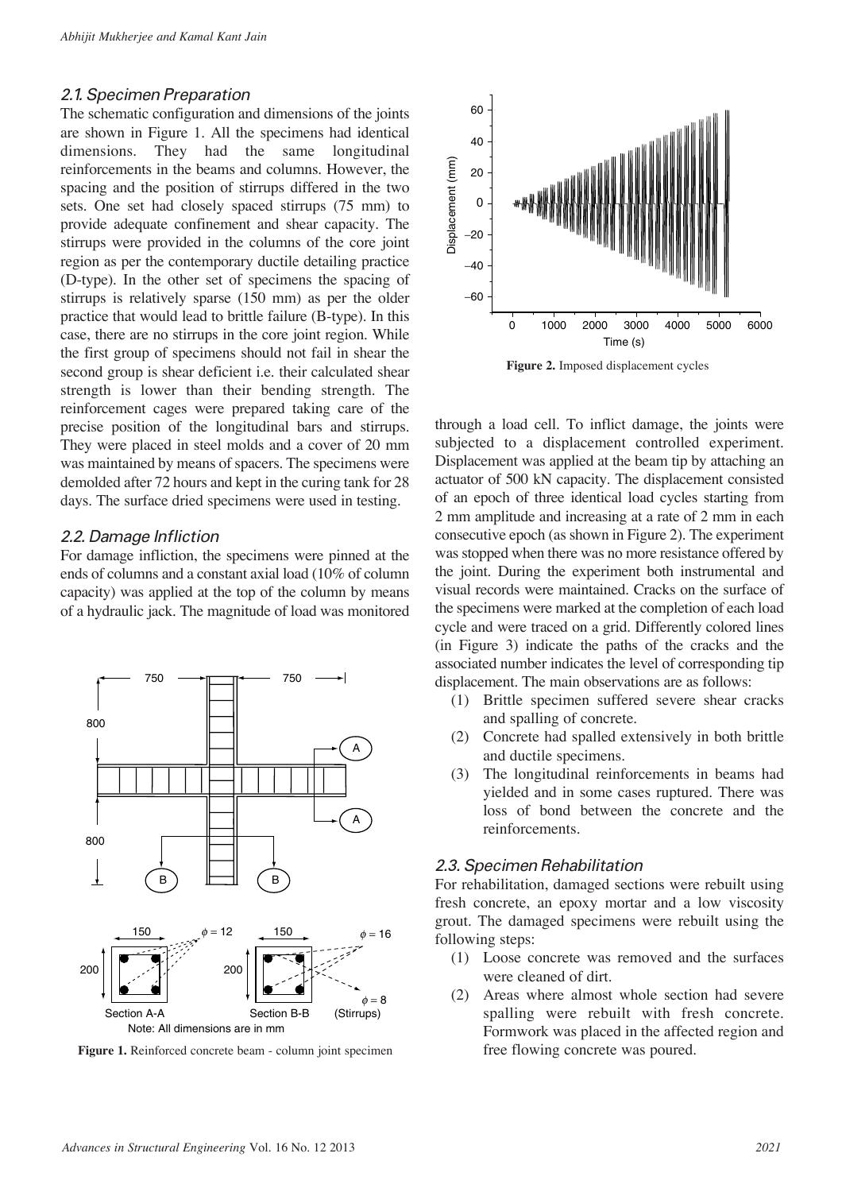### 2.1. Specimen Preparation

The schematic configuration and dimensions of the joints are shown in Figure 1. All the specimens had identical dimensions. They had the same longitudinal reinforcements in the beams and columns. However, the spacing and the position of stirrups differed in the two sets. One set had closely spaced stirrups (75 mm) to provide adequate confinement and shear capacity. The stirrups were provided in the columns of the core joint region as per the contemporary ductile detailing practice (D-type). In the other set of specimens the spacing of stirrups is relatively sparse (150 mm) as per the older practice that would lead to brittle failure (B-type). In this case, there are no stirrups in the core joint region. While the first group of specimens should not fail in shear the second group is shear deficient i.e. their calculated shear strength is lower than their bending strength. The reinforcement cages were prepared taking care of the precise position of the longitudinal bars and stirrups. They were placed in steel molds and a cover of 20 mm was maintained by means of spacers. The specimens were demolded after 72 hours and kept in the curing tank for 28 days. The surface dried specimens were used in testing.

### 2.2. Damage Infliction

For damage infliction, the specimens were pinned at the ends of columns and a constant axial load (10% of column capacity) was applied at the top of the column by means of a hydraulic jack. The magnitude of load was monitored through a load cell. To inflict damage, the joints were subjected to a displacement controlled experiment. Displacement was applied at the beam tip by attaching an actuator of 500 kN capacity. The displacement consisted of an epoch of three identical load cycles starting from 2 mm amplitude and increasing at a rate of 2 mm in each consecutive epoch (as shown in Figure 2). The experiment was stopped when there was no more resistance offered by the joint. During the experiment both instrumental and visual records were maintained. Cracks on the surface of the specimens were marked at the completion of each load cycle and were traced on a grid. Differently colored lines (in Figure 3) indicate the paths of the cracks and the associated number indicates the level of corresponding tip displacement. The main observations are as follows:

(1) Brittle specimen suffered severe shear cracks and spalling of concrete.
(2) Concrete had spalled extensively in both brittle and ductile specimens.
(3) The longitudinal reinforcements in beams had yielded and in some cases ruptured. There was loss of bond between the concrete and the reinforcements.

**Figure 1.** Reinforced concrete beam - column joint specimen

**Figure 2.** Imposed displacement cycles

### 2.3. Specimen Rehabilitation

For rehabilitation, damaged sections were rebuilt using fresh concrete, an epoxy mortar and a low viscosity grout. The damaged specimens were rebuilt using the following steps:

(1) Loose concrete was removed and the surfaces were cleaned of dirt.
(2) Areas where almost whole section had severe spalling were rebuilt with fresh concrete. Formwork was placed in the affected region and free flowing concrete was poured.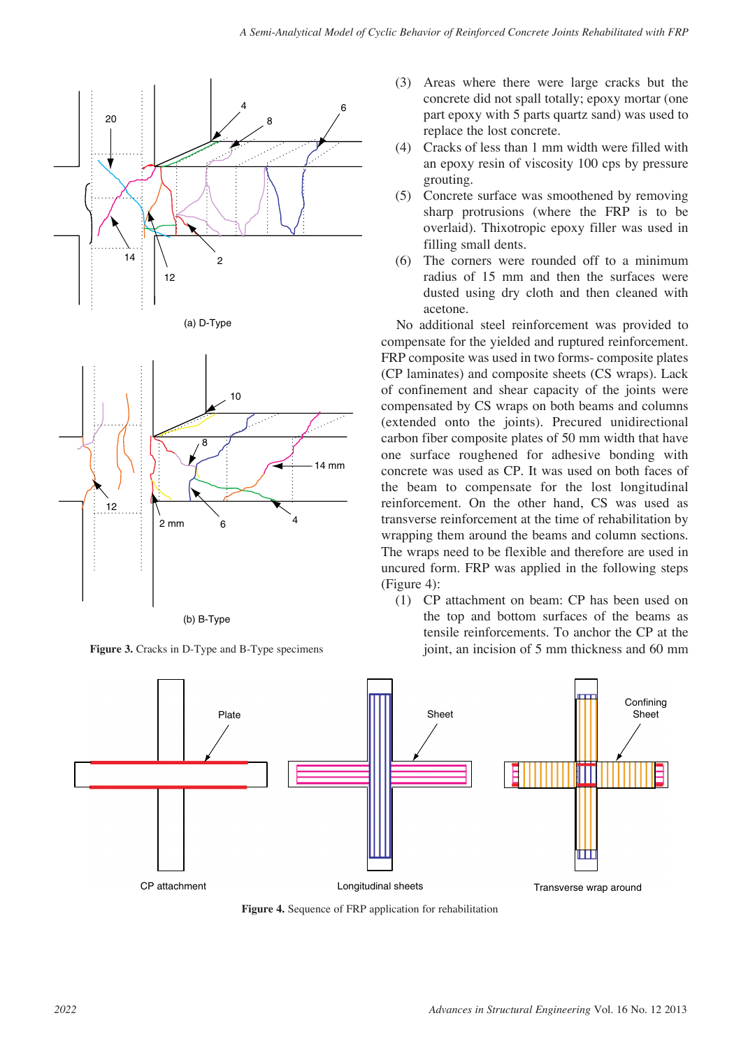Figure 3. Cracks in D-Type and B-Type specimens

(3) Areas where there were large cracks but the concrete did not spall totally; epoxy mortar (one part epoxy with 5 parts quartz sand) was used to replace the lost concrete.
(4) Cracks of less than 1 mm width were filled with an epoxy resin of viscosity 100 cps by pressure grouting.
(5) Concrete surface was smoothened by removing sharp protrusions (where the FRP is to be overlaid). Thixotropic epoxy filler was used in filling small dents.
(6) The corners were rounded off to a minimum radius of 15 mm and then the surfaces were dusted using dry cloth and then cleaned with acetone.

No additional steel reinforcement was provided to compensate for the yielded and ruptured reinforcement. FRP composite was used in two forms- composite plates (CP laminates) and composite sheets (CS wraps). Lack of confinement and shear capacity of the joints were compensated by CS wraps on both beams and columns (extended onto the joints). Precured unidirectional carbon fiber composite plates of 50 mm width that have one surface roughened for adhesive bonding with concrete was used as CP. It was used on both faces of the beam to compensate for the lost longitudinal reinforcement. On the other hand, CS was used as transverse reinforcement at the time of rehabilitation by wrapping them around the beams and column sections. The wraps need to be flexible and therefore are used in uncured form. FRP was applied in the following steps (Figure 4):

(1) CP attachment on beam: CP has been used on the top and bottom surfaces of the beams as tensile reinforcements. To anchor the CP at the joint, an incision of 5 mm thickness and 60 mm

Figure 4. Sequence of FRP application for rehabilitation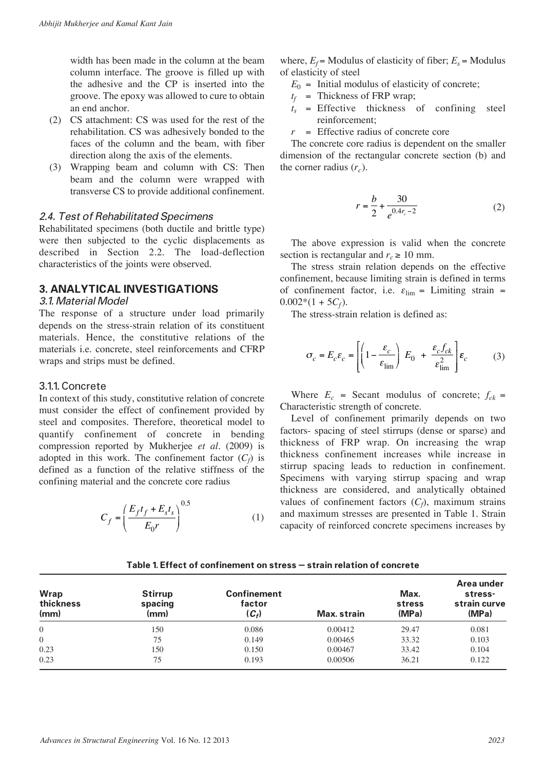width has been made in the column at the beam column interface. The groove is filled up with the adhesive and the CP is inserted into the groove. The epoxy was allowed to cure to obtain an end anchor.

(2) CS attachment: CS was used for the rest of the rehabilitation. CS was adhesively bonded to the faces of the column and the beam, with fiber direction along the axis of the elements.

(3) Wrapping beam and column with CS: Then beam and the column were wrapped with transverse CS to provide additional confinement.

### 2.4. Test of Rehabilitated Specimens

Rehabilitated specimens (both ductile and brittle type) were then subjected to the cyclic displacements as described in Section 2.2. The load-deflection characteristics of the joints were observed.

## 3. ANALYTICAL INVESTIGATIONS

### 3.1. Material Model

The response of a structure under load primarily depends on the stress-strain relation of its constituent materials. Hence, the constitutive relations of the materials i.e. concrete, steel reinforcements and CFRP wraps and strips must be defined.

#### 3.1.1. Concrete

In context of this study, constitutive relation of concrete must consider the effect of confinement provided by steel and composites. Therefore, theoretical model to quantify confinement of concrete in bending compression reported by Mukherjee *et al*. (2009) is adopted in this work. The confinement factor ($C_f$) is defined as a function of the relative stiffness of the confining material and the concrete core radius

$$C_f = \left( \frac{E_f t_f + E_s t_s}{E_0 r} \right)^{0.5} \tag{1}$$

where, $E_f$ = Modulus of elasticity of fiber; $E_s$ = Modulus of elasticity of steel

$E_0$ = Initial modulus of elasticity of concrete;

$t_f$ = Thickness of FRP wrap;

$t_s$ = Effective thickness of confining steel reinforcement;

$r$ = Effective radius of concrete core

The concrete core radius is dependent on the smaller dimension of the rectangular concrete section (b) and the corner radius ($r_c$).

$$r = \frac{b}{2} + \frac{30}{e^{0.4 r_c - 2}} \tag{2}$$

The above expression is valid when the concrete section is rectangular and $r_c \geq 10$ mm.

The stress strain relation depends on the effective confinement, because limiting strain is defined in terms of confinement factor, i.e. $\varepsilon_{\lim}$ = Limiting strain = $0.002*(1 + 5C_f)$.

The stress-strain relation is defined as:

$$\sigma_c = E_c \varepsilon_c = \left[ \left( 1 - \frac{\varepsilon_c}{\varepsilon_{\lim}} \right) E_0 + \frac{\varepsilon_c f_{ck}}{\varepsilon_{\lim}^2} \right] \varepsilon_c \tag{3}$$

Where $E_c$ = Secant modulus of concrete; $f_{ck}$ = Characteristic strength of concrete.

Level of confinement primarily depends on two factors- spacing of steel stirrups (dense or sparse) and thickness of FRP wrap. On increasing the wrap thickness confinement increases while increase in stirrup spacing leads to reduction in confinement. Specimens with varying stirrup spacing and wrap thickness are considered, and analytically obtained values of confinement factors ($C_f$), maximum strains and maximum stresses are presented in Table 1. Strain capacity of reinforced concrete specimens increases by

**Table 1. Effect of confinement on stress – strain relation of concrete**

| Wrap thickness (mm) | Stirrup spacing (mm) | Confinement factor ($C_f$) | Max. strain | Max. stress (MPa) | Area under stress-strain curve (MPa) |
|---|---|---|---|---|---|
| 0 | 150 | 0.086 | 0.00412 | 29.47 | 0.081 |
| 0 | 75 | 0.149 | 0.00465 | 33.32 | 0.103 |
| 0.23 | 150 | 0.150 | 0.00467 | 33.42 | 0.104 |
| 0.23 | 75 | 0.193 | 0.00506 | 36.21 | 0.122 |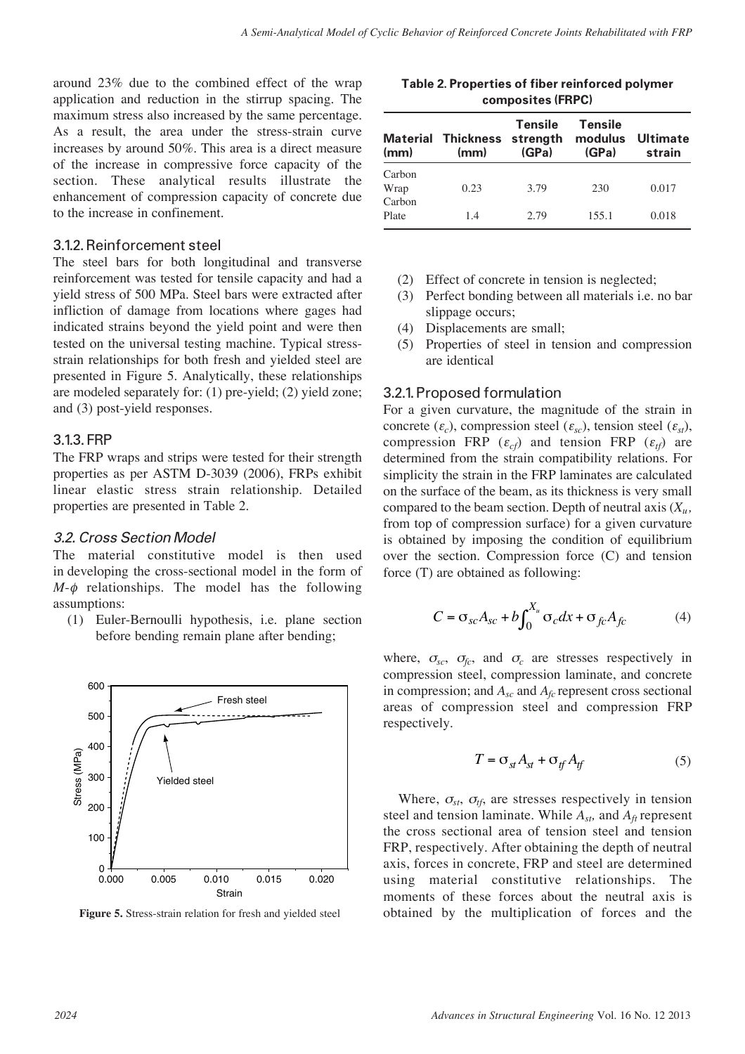around 23% due to the combined effect of the wrap application and reduction in the stirrup spacing. The maximum stress also increased by the same percentage. As a result, the area under the stress-strain curve increases by around 50%. This area is a direct measure of the increase in compressive force capacity of the section. These analytical results illustrate the enhancement of compression capacity of concrete due to the increase in confinement.

### 3.1.2. Reinforcement steel

The steel bars for both longitudinal and transverse reinforcement was tested for tensile capacity and had a yield stress of 500 MPa. Steel bars were extracted after infliction of damage from locations where gages had indicated strains beyond the yield point and were then tested on the universal testing machine. Typical stress-strain relationships for both fresh and yielded steel are presented in Figure 5. Analytically, these relationships are modeled separately for: (1) pre-yield; (2) yield zone; and (3) post-yield responses.

### 3.1.3. FRP

The FRP wraps and strips were tested for their strength properties as per ASTM D-3039 (2006), FRPs exhibit linear elastic stress strain relationship. Detailed properties are presented in Table 2.

## 3.2. Cross Section Model

The material constitutive model is then used in developing the cross-sectional model in the form of $M$-$\phi$ relationships. The model has the following assumptions:

1. Euler-Bernoulli hypothesis, i.e. plane section before bending remain plane after bending;

Figure 5. Stress-strain relation for fresh and yielded steel

**Table 2. Properties of fiber reinforced polymer composites (FRPC)**

| Material (mm) | Thickness (mm) | Tensile strength (GPa) | Tensile modulus (GPa) | Ultimate strain |
|---|---|---|---|---|
| Carbon Wrap | 0.23 | 3.79 | 230 | 0.017 |
| Carbon Plate | 1.4 | 2.79 | 155.1 | 0.018 |

2. Effect of concrete in tension is neglected;
3. Perfect bonding between all materials i.e. no bar slippage occurs;
4. Displacements are small;
5. Properties of steel in tension and compression are identical

### 3.2.1. Proposed formulation

For a given curvature, the magnitude of the strain in concrete ($\varepsilon_c$), compression steel ($\varepsilon_{sc}$), tension steel ($\varepsilon_{st}$), compression FRP ($\varepsilon_{cf}$) and tension FRP ($\varepsilon_{tf}$) are determined from the strain compatibility relations. For simplicity the strain in the FRP laminates are calculated on the surface of the beam, as its thickness is very small compared to the beam section. Depth of neutral axis ($X_u$, from top of compression surface) for a given curvature is obtained by imposing the condition of equilibrium over the section. Compression force (C) and tension force (T) are obtained as following:

$$C = \sigma_{sc}A_{sc} + b\int_0^{X_u} \sigma_c dx + \sigma_{fc}A_{fc} \tag{4}$$

where, $\sigma_{sc}$, $\sigma_{fc}$, and $\sigma_c$ are stresses respectively in compression steel, compression laminate, and concrete in compression; and $A_{sc}$ and $A_{fc}$ represent cross sectional areas of compression steel and compression FRP respectively.

$$T = \sigma_{st}A_{st} + \sigma_{tf}A_{tf} \tag{5}$$

Where, $\sigma_{st}$, $\sigma_{tf}$, are stresses respectively in tension steel and tension laminate. While $A_{st}$, and $A_{ft}$ represent the cross sectional area of tension steel and tension FRP, respectively. After obtaining the depth of neutral axis, forces in concrete, FRP and steel are determined using material constitutive relationships. The moments of these forces about the neutral axis is obtained by the multiplication of forces and the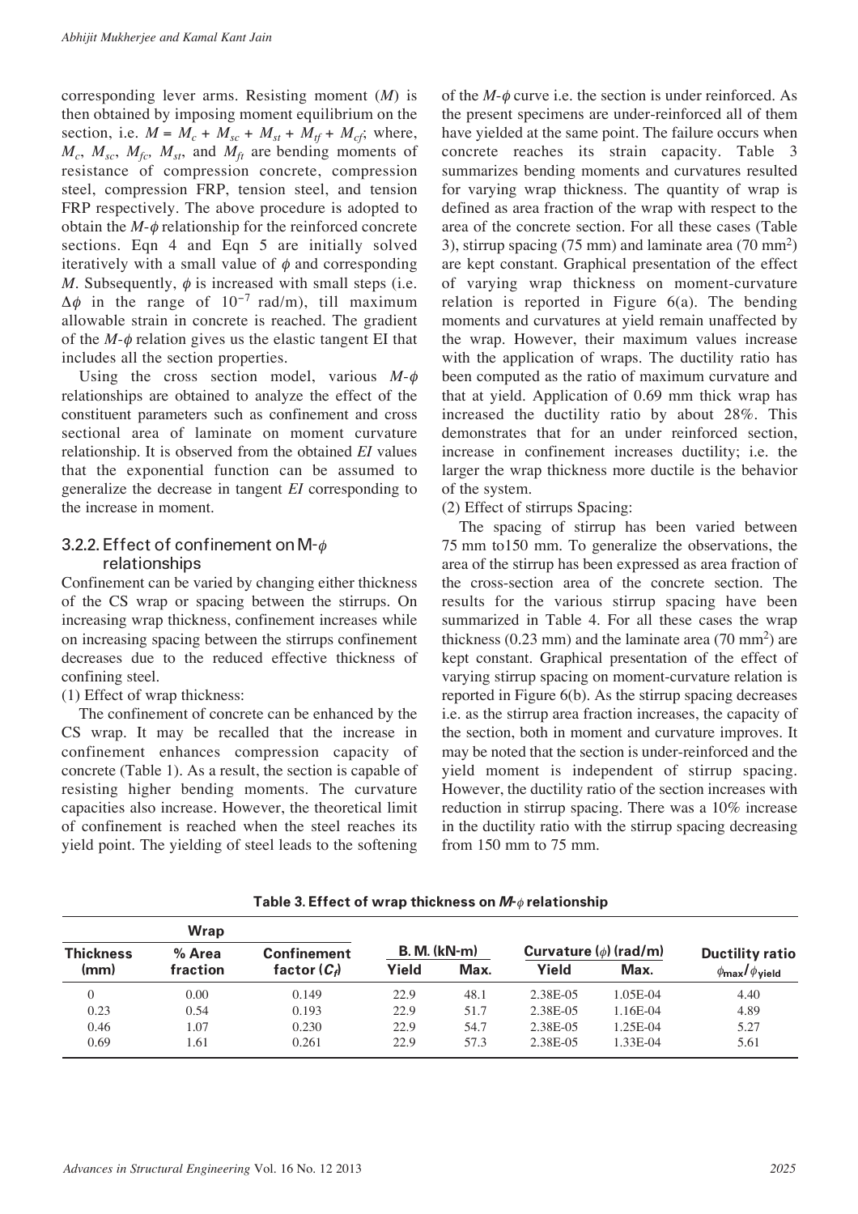corresponding lever arms. Resisting moment ($M$) is then obtained by imposing moment equilibrium on the section, i.e. $M = M_c + M_{sc} + M_{st} + M_{tf} + M_{cf}$; where, $M_c$, $M_{sc}$, $M_{fc}$, $M_{st}$, and $M_{ft}$ are bending moments of resistance of compression concrete, compression steel, compression FRP, tension steel, and tension FRP respectively. The above procedure is adopted to obtain the $M$-$\phi$ relationship for the reinforced concrete sections. Eqn 4 and Eqn 5 are initially solved iteratively with a small value of $\phi$ and corresponding $M$. Subsequently, $\phi$ is increased with small steps (i.e. $\Delta\phi$ in the range of $10^{-7}$ rad/m), till maximum allowable strain in concrete is reached. The gradient of the $M$-$\phi$ relation gives us the elastic tangent EI that includes all the section properties.

Using the cross section model, various $M$-$\phi$ relationships are obtained to analyze the effect of the constituent parameters such as confinement and cross sectional area of laminate on moment curvature relationship. It is observed from the obtained $EI$ values that the exponential function can be assumed to generalize the decrease in tangent $EI$ corresponding to the increase in moment.

### 3.2.2. Effect of confinement on M-$\phi$ relationships

Confinement can be varied by changing either thickness of the CS wrap or spacing between the stirrups. On increasing wrap thickness, confinement increases while on increasing spacing between the stirrups confinement decreases due to the reduced effective thickness of confining steel.

(1) Effect of wrap thickness:

The confinement of concrete can be enhanced by the CS wrap. It may be recalled that the increase in confinement enhances compression capacity of concrete (Table 1). As a result, the section is capable of resisting higher bending moments. The curvature capacities also increase. However, the theoretical limit of confinement is reached when the steel reaches its yield point. The yielding of steel leads to the softening of the $M$-$\phi$ curve i.e. the section is under reinforced. As the present specimens are under-reinforced all of them have yielded at the same point. The failure occurs when concrete reaches its strain capacity. Table 3 summarizes bending moments and curvatures resulted for varying wrap thickness. The quantity of wrap is defined as area fraction of the wrap with respect to the area of the concrete section. For all these cases (Table 3), stirrup spacing (75 mm) and laminate area (70 mm$^2$) are kept constant. Graphical presentation of the effect of varying wrap thickness on moment-curvature relation is reported in Figure 6(a). The bending moments and curvatures at yield remain unaffected by the wrap. However, their maximum values increase with the application of wraps. The ductility ratio has been computed as the ratio of maximum curvature and that at yield. Application of 0.69 mm thick wrap has increased the ductility ratio by about 28%. This demonstrates that for an under reinforced section, increase in confinement increases ductility; i.e. the larger the wrap thickness more ductile is the behavior of the system.

(2) Effect of stirrups Spacing:

The spacing of stirrup has been varied between 75 mm to150 mm. To generalize the observations, the area of the stirrup has been expressed as area fraction of the cross-section area of the concrete section. The results for the various stirrup spacing have been summarized in Table 4. For all these cases the wrap thickness (0.23 mm) and the laminate area (70 mm$^2$) are kept constant. Graphical presentation of the effect of varying stirrup spacing on moment-curvature relation is reported in Figure 6(b). As the stirrup spacing decreases i.e. as the stirrup area fraction increases, the capacity of the section, both in moment and curvature improves. It may be noted that the section is under-reinforced and the yield moment is independent of stirrup spacing. However, the ductility ratio of the section increases with reduction in stirrup spacing. There was a 10% increase in the ductility ratio with the stirrup spacing decreasing from 150 mm to 75 mm.

**Table 3. Effect of wrap thickness on $M$-$\phi$ relationship**

| Wrap | | | B. M. (kN-m) | | Curvature ($\phi$) (rad/m) | | Ductility ratio |
|---|---|---|---|---|---|---|---|
| Thickness (mm) | % Area fraction | Confinement factor ($C_f$) | Yield | Max. | Yield | Max. | $\phi_{max}/\phi_{yield}$ |
| 0 | 0.00 | 0.149 | 22.9 | 48.1 | 2.38E-05 | 1.05E-04 | 4.40 |
| 0.23 | 0.54 | 0.193 | 22.9 | 51.7 | 2.38E-05 | 1.16E-04 | 4.89 |
| 0.46 | 1.07 | 0.230 | 22.9 | 54.7 | 2.38E-05 | 1.25E-04 | 5.27 |
| 0.69 | 1.61 | 0.261 | 22.9 | 57.3 | 2.38E-05 | 1.33E-04 | 5.61 |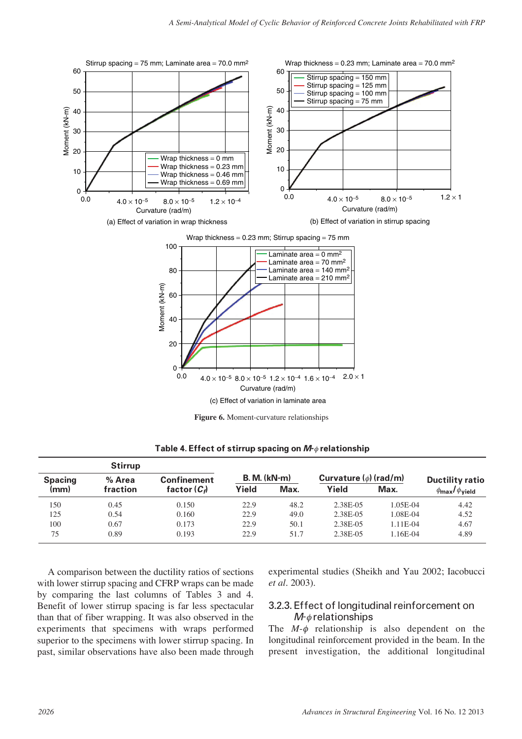Figure 6. Moment-curvature relationships

(a) Effect of variation in wrap thickness

(b) Effect of variation in stirrup spacing

(c) Effect of variation in laminate area

**Table 4. Effect of stirrup spacing on $M$-$\phi$ relationship**

| Spacing (mm) | Stirrup % Area fraction | Confinement factor ($C_f$) | B. M. (kN-m) Yield | Max. | Curvature ($\phi$) (rad/m) Yield | Max. | Ductility ratio $\phi_{max}/\phi_{yield}$ |
|---|---|---|---|---|---|---|---|
| 150 | 0.45 | 0.150 | 22.9 | 48.2 | 2.38E-05 | 1.05E-04 | 4.42 |
| 125 | 0.54 | 0.160 | 22.9 | 49.0 | 2.38E-05 | 1.08E-04 | 4.52 |
| 100 | 0.67 | 0.173 | 22.9 | 50.1 | 2.38E-05 | 1.11E-04 | 4.67 |
| 75 | 0.89 | 0.193 | 22.9 | 51.7 | 2.38E-05 | 1.16E-04 | 4.89 |

A comparison between the ductility ratios of sections with lower stirrup spacing and CFRP wraps can be made by comparing the last columns of Tables 3 and 4. Benefit of lower stirrup spacing is far less spectacular than that of fiber wrapping. It was also observed in the experiments that specimens with wraps performed superior to the specimens with lower stirrup spacing. In past, similar observations have also been made through experimental studies (Sheikh and Yau 2002; Iacobucci *et al*. 2003).

### 3.2.3. Effect of longitudinal reinforcement on $M$-$\phi$ relationships

The $M$-$\phi$ relationship is also dependent on the longitudinal reinforcement provided in the beam. In the present investigation, the additional longitudinal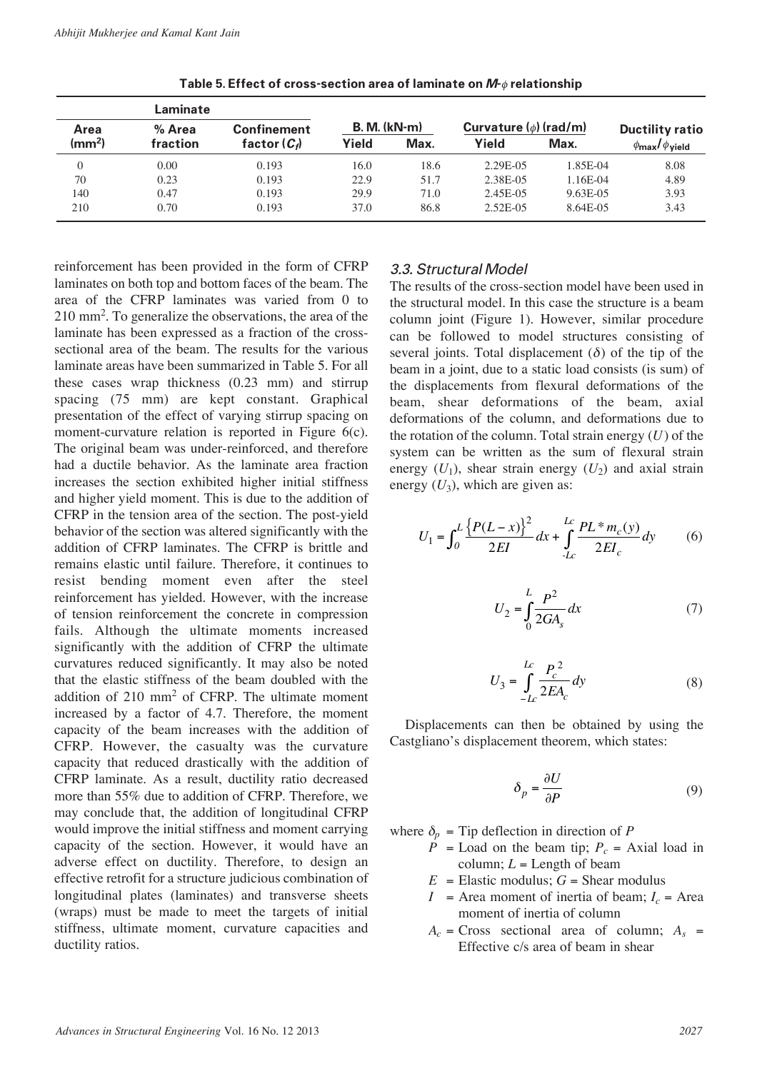**Table 5. Effect of cross-section area of laminate on $M$-$\phi$ relationship**

| Laminate | | | B. M. (kN-m) | | Curvature ($\phi$) (rad/m) | | Ductility ratio |
|---|---|---|---|---|---|---|---|
| Area (mm$^2$) | % Area fraction | Confinement factor ($C_f$) | Yield | Max. | Yield | Max. | $\phi_{max}/\phi_{yield}$ |
| 0 | 0.00 | 0.193 | 16.0 | 18.6 | 2.29E-05 | 1.85E-04 | 8.08 |
| 70 | 0.23 | 0.193 | 22.9 | 51.7 | 2.38E-05 | 1.16E-04 | 4.89 |
| 140 | 0.47 | 0.193 | 29.9 | 71.0 | 2.45E-05 | 9.63E-05 | 3.93 |
| 210 | 0.70 | 0.193 | 37.0 | 86.8 | 2.52E-05 | 8.64E-05 | 3.43 |

reinforcement has been provided in the form of CFRP laminates on both top and bottom faces of the beam. The area of the CFRP laminates was varied from 0 to 210 mm$^2$. To generalize the observations, the area of the laminate has been expressed as a fraction of the cross-sectional area of the beam. The results for the various laminate areas have been summarized in Table 5. For all these cases wrap thickness (0.23 mm) and stirrup spacing (75 mm) are kept constant. Graphical presentation of the effect of varying stirrup spacing on moment-curvature relation is reported in Figure 6(c). The original beam was under-reinforced, and therefore had a ductile behavior. As the laminate area fraction increases the section exhibited higher initial stiffness and higher yield moment. This is due to the addition of CFRP in the tension area of the section. The post-yield behavior of the section was altered significantly with the addition of CFRP laminates. The CFRP is brittle and remains elastic until failure. Therefore, it continues to resist bending moment even after the steel reinforcement has yielded. However, with the increase of tension reinforcement the concrete in compression fails. Although the ultimate moments increased significantly with the addition of CFRP the ultimate curvatures reduced significantly. It may also be noted that the elastic stiffness of the beam doubled with the addition of 210 mm$^2$ of CFRP. The ultimate moment increased by a factor of 4.7. Therefore, the moment capacity of the beam increases with the addition of CFRP. However, the casualty was the curvature capacity that reduced drastically with the addition of CFRP laminate. As a result, ductility ratio decreased more than 55% due to addition of CFRP. Therefore, we may conclude that, the addition of longitudinal CFRP would improve the initial stiffness and moment carrying capacity of the section. However, it would have an adverse effect on ductility. Therefore, to design an effective retrofit for a structure judicious combination of longitudinal plates (laminates) and transverse sheets (wraps) must be made to meet the targets of initial stiffness, ultimate moment, curvature capacities and ductility ratios.

### 3.3. Structural Model

The results of the cross-section model have been used in the structural model. In this case the structure is a beam column joint (Figure 1). However, similar procedure can be followed to model structures consisting of several joints. Total displacement ($\delta$) of the tip of the beam in a joint, due to a static load consists (is sum) of the displacements from flexural deformations of the beam, shear deformations of the beam, axial deformations of the column, and deformations due to the rotation of the column. Total strain energy ($U$) of the system can be written as the sum of flexural strain energy ($U_1$), shear strain energy ($U_2$) and axial strain energy ($U_3$), which are given as:

$$U_1 = \int_0^L \frac{\{P(L-x)\}^2}{2EI}dx + \int_{-Lc}^{Lc} \frac{PL * m_c(y)}{2EI_c}dy \tag{6}$$

$$U_2 = \int_0^L \frac{P^2}{2GA_s}dx \tag{7}$$

$$U_3 = \int_{-Lc}^{Lc} \frac{P_c^2}{2EA_c}dy \tag{8}$$

Displacements can then be obtained by using the Castgliano's displacement theorem, which states:

$$\delta_p = \frac{\partial U}{\partial P} \tag{9}$$

where $\delta_p$ = Tip deflection in direction of $P$

$P$ = Load on the beam tip; $P_c$ = Axial load in column; $L$ = Length of beam

$E$ = Elastic modulus; $G$ = Shear modulus

$I$ = Area moment of inertia of beam; $I_c$ = Area moment of inertia of column

$A_c$ = Cross sectional area of column; $A_s$ = Effective c/s area of beam in shear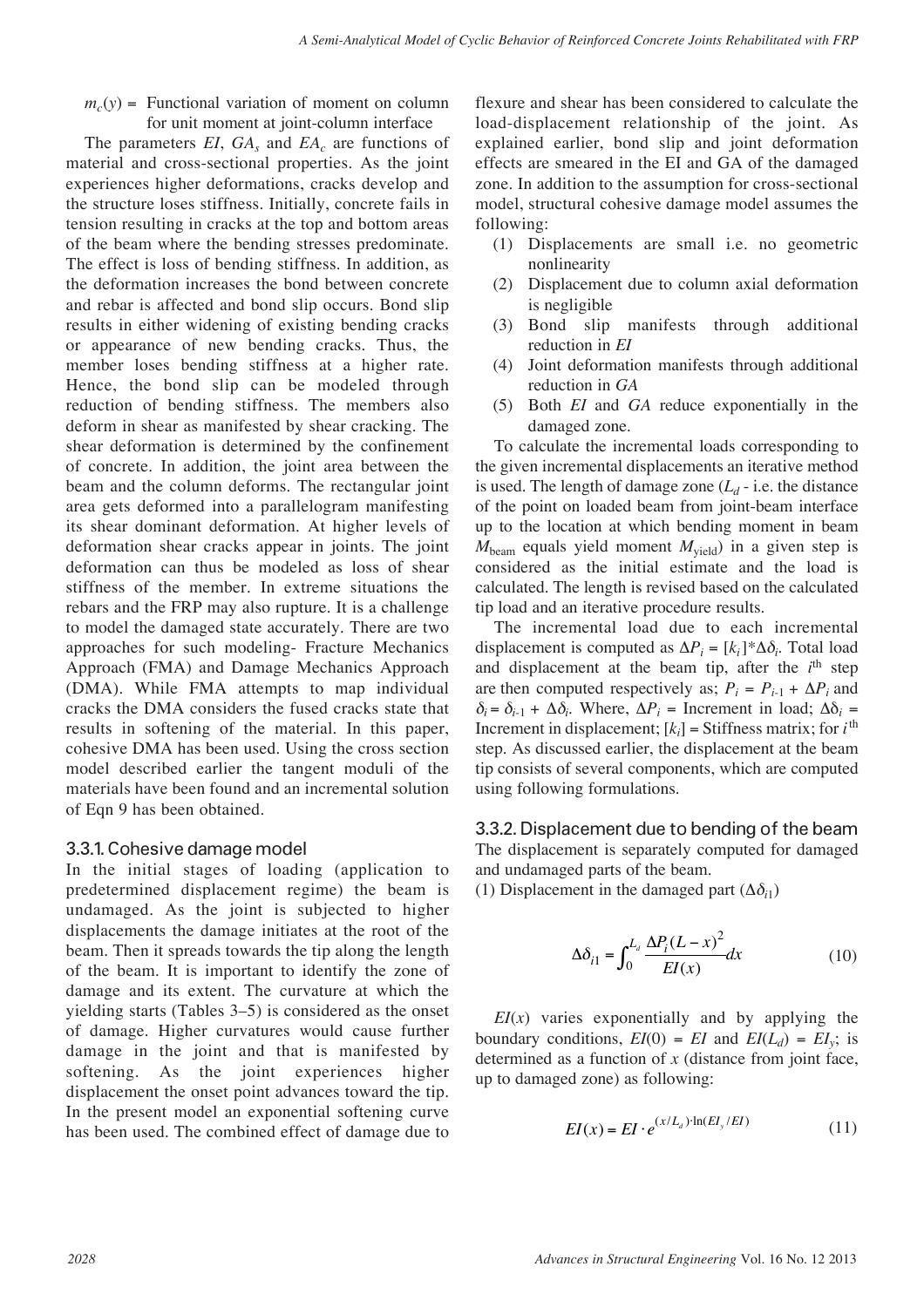$m_c(y)$ = Functional variation of moment on column for unit moment at joint-column interface

The parameters $EI$, $GA_s$ and $EA_c$ are functions of material and cross-sectional properties. As the joint experiences higher deformations, cracks develop and the structure loses stiffness. Initially, concrete fails in tension resulting in cracks at the top and bottom areas of the beam where the bending stresses predominate. The effect is loss of bending stiffness. In addition, as the deformation increases the bond between concrete and rebar is affected and bond slip occurs. Bond slip results in either widening of existing bending cracks or appearance of new bending cracks. Thus, the member loses bending stiffness at a higher rate. Hence, the bond slip can be modeled through reduction of bending stiffness. The members also deform in shear as manifested by shear cracking. The shear deformation is determined by the confinement of concrete. In addition, the joint area between the beam and the column deforms. The rectangular joint area gets deformed into a parallelogram manifesting its shear dominant deformation. At higher levels of deformation shear cracks appear in joints. The joint deformation can thus be modeled as loss of shear stiffness of the member. In extreme situations the rebars and the FRP may also rupture. It is a challenge to model the damaged state accurately. There are two approaches for such modeling- Fracture Mechanics Approach (FMA) and Damage Mechanics Approach (DMA). While FMA attempts to map individual cracks the DMA considers the fused cracks state that results in softening of the material. In this paper, cohesive DMA has been used. Using the cross section model described earlier the tangent moduli of the materials have been found and an incremental solution of Eqn 9 has been obtained.

### 3.3.1. Cohesive damage model

In the initial stages of loading (application to predetermined displacement regime) the beam is undamaged. As the joint is subjected to higher displacements the damage initiates at the root of the beam. Then it spreads towards the tip along the length of the beam. It is important to identify the zone of damage and its extent. The curvature at which the yielding starts (Tables 3–5) is considered as the onset of damage. Higher curvatures would cause further damage in the joint and that is manifested by softening. As the joint experiences higher displacement the onset point advances toward the tip. In the present model an exponential softening curve has been used. The combined effect of damage due to flexure and shear has been considered to calculate the load-displacement relationship of the joint. As explained earlier, bond slip and joint deformation effects are smeared in the EI and GA of the damaged zone. In addition to the assumption for cross-sectional model, structural cohesive damage model assumes the following:

(1) Displacements are small i.e. no geometric nonlinearity
(2) Displacement due to column axial deformation is negligible
(3) Bond slip manifests through additional reduction in $EI$
(4) Joint deformation manifests through additional reduction in $GA$
(5) Both $EI$ and $GA$ reduce exponentially in the damaged zone.

To calculate the incremental loads corresponding to the given incremental displacements an iterative method is used. The length of damage zone ($L_d$ - i.e. the distance of the point on loaded beam from joint-beam interface up to the location at which bending moment in beam $M_{\text{beam}}$ equals yield moment $M_{\text{yield}}$) in a given step is considered as the initial estimate and the load is calculated. The length is revised based on the calculated tip load and an iterative procedure results.

The incremental load due to each incremental displacement is computed as $\Delta P_i = [k_i]*\Delta\delta_i$. Total load and displacement at the beam tip, after the $i^{\text{th}}$ step are then computed respectively as; $P_i = P_{i-1} + \Delta P_i$ and $\delta_i = \delta_{i-1} + \Delta\delta_i$. Where, $\Delta P_i$ = Increment in load; $\Delta\delta_i$ = Increment in displacement; $[k_i]$ = Stiffness matrix; for $i^{\text{th}}$ step. As discussed earlier, the displacement at the beam tip consists of several components, which are computed using following formulations.

### 3.3.2. Displacement due to bending of the beam

The displacement is separately computed for damaged and undamaged parts of the beam.

(1) Displacement in the damaged part ($\Delta\delta_{i1}$)

$$\Delta\delta_{i1} = \int_0^{L_d} \frac{\Delta P_i (L-x)^2}{EI(x)} dx \tag{10}$$

$EI(x)$ varies exponentially and by applying the boundary conditions, $EI(0) = EI$ and $EI(L_d) = EI_y$; is determined as a function of $x$ (distance from joint face, up to damaged zone) as following:

$$EI(x) = EI \cdot e^{(x/L_d)\cdot \ln(EI_y/EI)} \tag{11}$$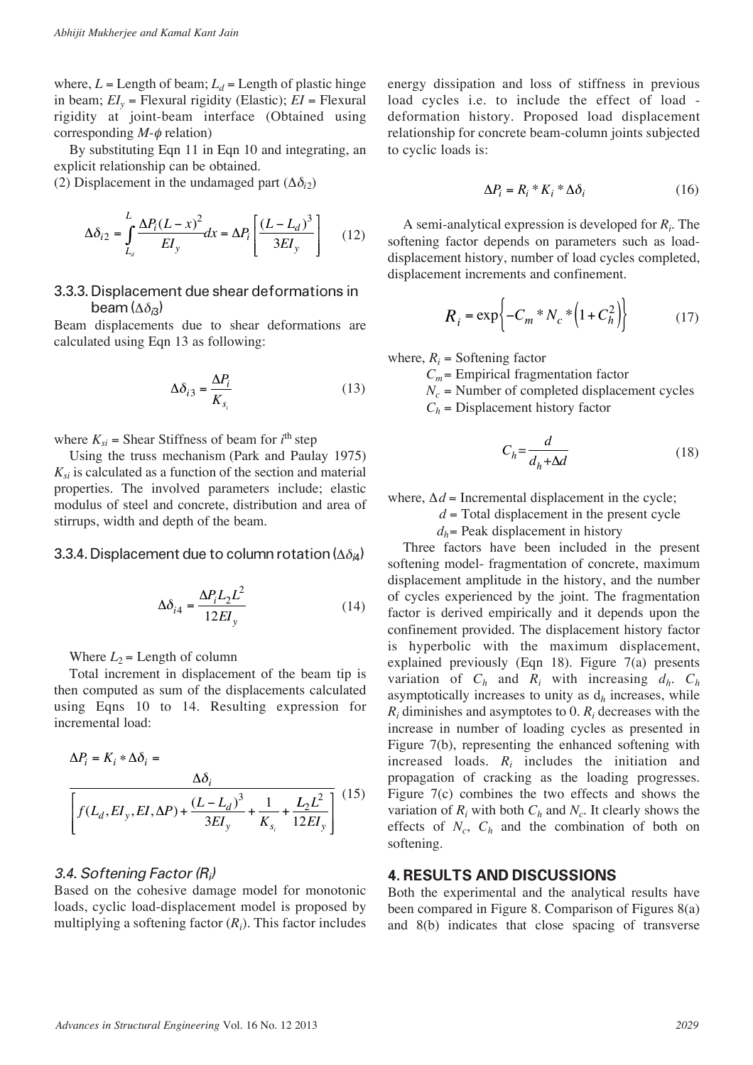where, $L$ = Length of beam; $L_d$ = Length of plastic hinge in beam; $EI_y$ = Flexural rigidity (Elastic); $EI$ = Flexural rigidity at joint-beam interface (Obtained using corresponding $M$-$\phi$ relation)

By substituting Eqn 11 in Eqn 10 and integrating, an explicit relationship can be obtained.

(2) Displacement in the undamaged part ($\Delta\delta_{i2}$)

$$\Delta\delta_{i2} = \int_{L_d}^{L} \frac{\Delta P_i (L-x)^2}{EI_y} dx = \Delta P_i \left[ \frac{(L-L_d)^3}{3EI_y} \right] \quad (12)$$

### 3.3.3. Displacement due shear deformations in beam ($\Delta\delta_{i3}$)

Beam displacements due to shear deformations are calculated using Eqn 13 as following:

$$\Delta\delta_{i3} = \frac{\Delta P_i}{K_{s_i}} \quad (13)$$

where $K_{si}$ = Shear Stiffness of beam for $i^{\text{th}}$ step

Using the truss mechanism (Park and Paulay 1975) $K_{si}$ is calculated as a function of the section and material properties. The involved parameters include; elastic modulus of steel and concrete, distribution and area of stirrups, width and depth of the beam.

### 3.3.4. Displacement due to column rotation ($\Delta\delta_{i4}$)

$$\Delta\delta_{i4} = \frac{\Delta P_i L_2 L^2}{12 EI_y} \quad (14)$$

Where $L_2$ = Length of column

Total increment in displacement of the beam tip is then computed as sum of the displacements calculated using Eqns 10 to 14. Resulting expression for incremental load:

$$\Delta P_i = K_i * \Delta\delta_i = \frac{\Delta\delta_i}{\left[ f(L_d, EI_y, EI, \Delta P) + \frac{(L-L_d)^3}{3EI_y} + \frac{1}{K_{s_i}} + \frac{L_2 L^2}{12 EI_y} \right]} \quad (15)$$

### *3.4. Softening Factor ($R_i$)*

Based on the cohesive damage model for monotonic loads, cyclic load-displacement model is proposed by multiplying a softening factor ($R_i$). This factor includes energy dissipation and loss of stiffness in previous load cycles i.e. to include the effect of load - deformation history. Proposed load displacement relationship for concrete beam-column joints subjected to cyclic loads is:

$$\Delta P_i = R_i * K_i * \Delta\delta_i \quad (16)$$

A semi-analytical expression is developed for $R_i$. The softening factor depends on parameters such as load-displacement history, number of load cycles completed, displacement increments and confinement.

$$R_i = \exp\left\{ -C_m * N_c * \left(1 + C_h^2\right) \right\} \quad (17)$$

where, $R_i$ = Softening factor

$C_m$ = Empirical fragmentation factor

$N_c$ = Number of completed displacement cycles

$C_h$ = Displacement history factor

$$C_h = \frac{d}{d_h + \Delta d} \quad (18)$$

where, $\Delta d$ = Incremental displacement in the cycle;

$d$ = Total displacement in the present cycle

$d_h$ = Peak displacement in history

Three factors have been included in the present softening model- fragmentation of concrete, maximum displacement amplitude in the history, and the number of cycles experienced by the joint. The fragmentation factor is derived empirically and it depends upon the confinement provided. The displacement history factor is hyperbolic with the maximum displacement, explained previously (Eqn 18). Figure 7(a) presents variation of $C_h$ and $R_i$ with increasing $d_h$. $C_h$ asymptotically increases to unity as $d_h$ increases, while $R_i$ diminishes and asymptotes to 0. $R_i$ decreases with the increase in number of loading cycles as presented in Figure 7(b), representing the enhanced softening with increased loads. $R_i$ includes the initiation and propagation of cracking as the loading progresses. Figure 7(c) combines the two effects and shows the variation of $R_i$ with both $C_h$ and $N_c$. It clearly shows the effects of $N_c$, $C_h$ and the combination of both on softening.

## 4. RESULTS AND DISCUSSIONS

Both the experimental and the analytical results have been compared in Figure 8. Comparison of Figures 8(a) and 8(b) indicates that close spacing of transverse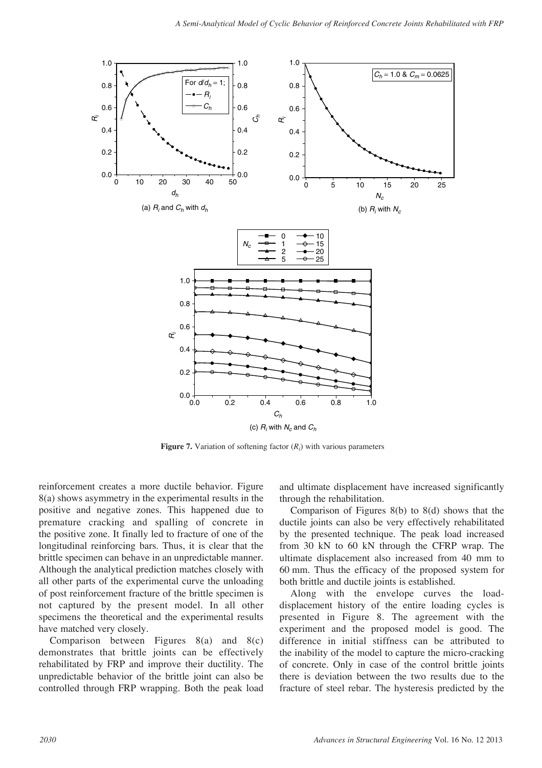(a) $R_i$ and $C_h$ with $d_h$

(b) $R_i$ with $N_c$

(c) $R_i$ with $N_c$ and $C_h$

**Figure 7.** Variation of softening factor ($R_i$) with various parameters

reinforcement creates a more ductile behavior. Figure 8(a) shows asymmetry in the experimental results in the positive and negative zones. This happened due to premature cracking and spalling of concrete in the positive zone. It finally led to fracture of one of the longitudinal reinforcing bars. Thus, it is clear that the brittle specimen can behave in an unpredictable manner. Although the analytical prediction matches closely with all other parts of the experimental curve the unloading of post reinforcement fracture of the brittle specimen is not captured by the present model. In all other specimens the theoretical and the experimental results have matched very closely.

Comparison between Figures 8(a) and 8(c) demonstrates that brittle joints can be effectively rehabilitated by FRP and improve their ductility. The unpredictable behavior of the brittle joint can also be controlled through FRP wrapping. Both the peak load and ultimate displacement have increased significantly through the rehabilitation.

Comparison of Figures 8(b) to 8(d) shows that the ductile joints can also be very effectively rehabilitated by the presented technique. The peak load increased from 30 kN to 60 kN through the CFRP wrap. The ultimate displacement also increased from 40 mm to 60 mm. Thus the efficacy of the proposed system for both brittle and ductile joints is established.

Along with the envelope curves the load-displacement history of the entire loading cycles is presented in Figure 8. The agreement with the experiment and the proposed model is good. The difference in initial stiffness can be attributed to the inability of the model to capture the micro-cracking of concrete. Only in case of the control brittle joints there is deviation between the two results due to the fracture of steel rebar. The hysteresis predicted by the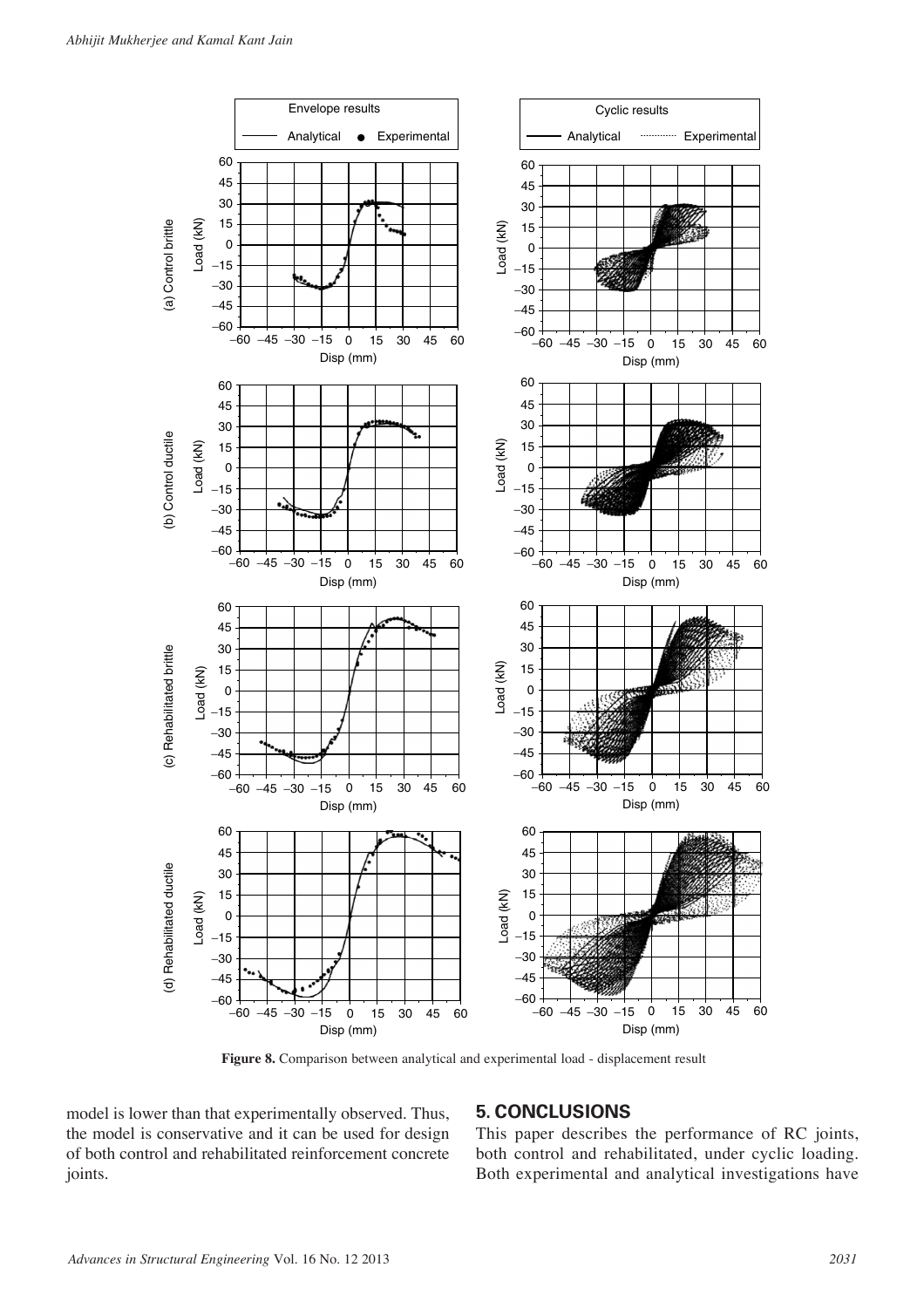Figure 8. Comparison between analytical and experimental load - displacement result

model is lower than that experimentally observed. Thus, the model is conservative and it can be used for design of both control and rehabilitated reinforcement concrete joints.

## 5. CONCLUSIONS

This paper describes the performance of RC joints, both control and rehabilitated, under cyclic loading. Both experimental and analytical investigations have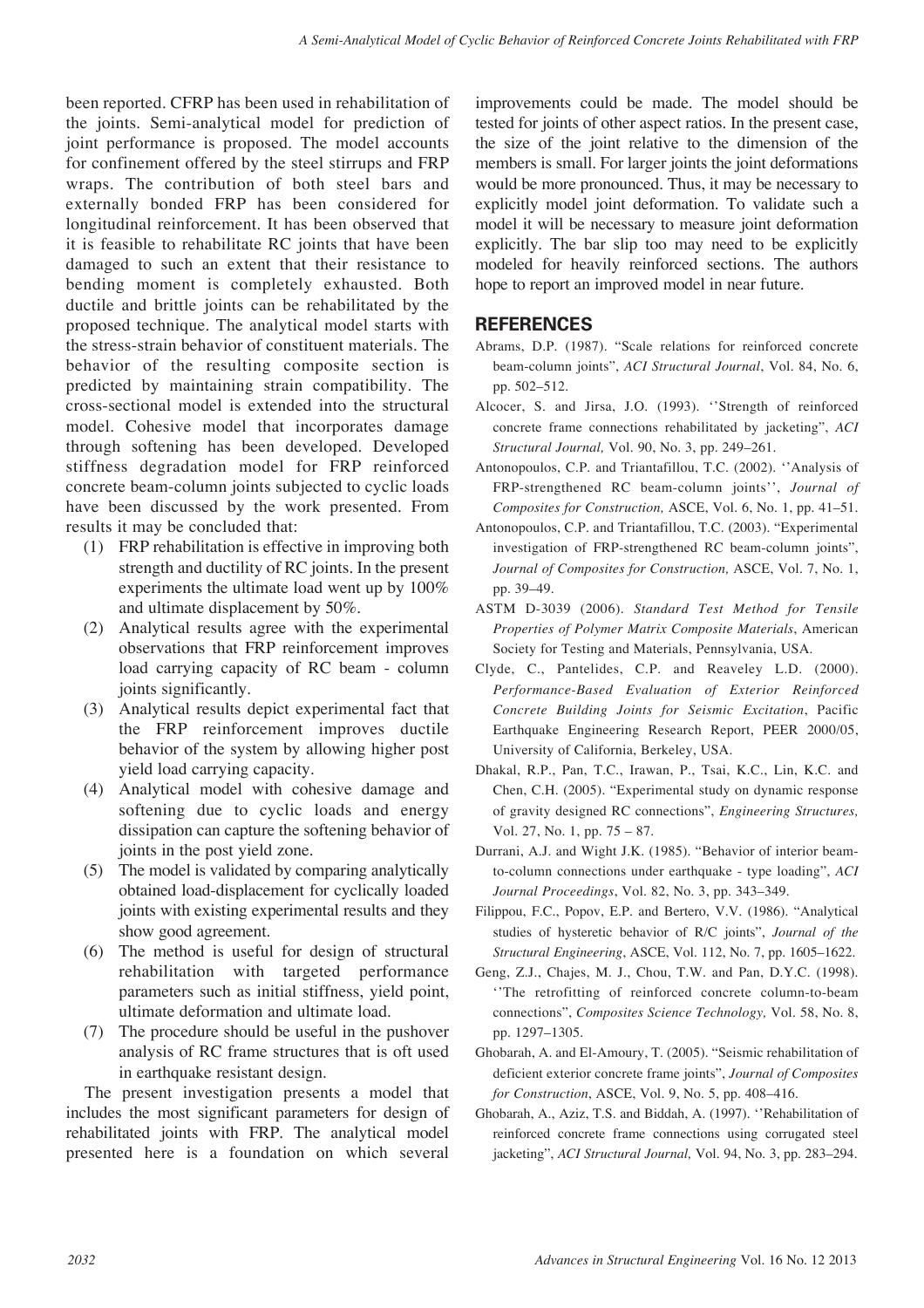been reported. CFRP has been used in rehabilitation of the joints. Semi-analytical model for prediction of joint performance is proposed. The model accounts for confinement offered by the steel stirrups and FRP wraps. The contribution of both steel bars and externally bonded FRP has been considered for longitudinal reinforcement. It has been observed that it is feasible to rehabilitate RC joints that have been damaged to such an extent that their resistance to bending moment is completely exhausted. Both ductile and brittle joints can be rehabilitated by the proposed technique. The analytical model starts with the stress-strain behavior of constituent materials. The behavior of the resulting composite section is predicted by maintaining strain compatibility. The cross-sectional model is extended into the structural model. Cohesive model that incorporates damage through softening has been developed. Developed stiffness degradation model for FRP reinforced concrete beam-column joints subjected to cyclic loads have been discussed by the work presented. From results it may be concluded that:

1. FRP rehabilitation is effective in improving both strength and ductility of RC joints. In the present experiments the ultimate load went up by 100% and ultimate displacement by 50%.
2. Analytical results agree with the experimental observations that FRP reinforcement improves load carrying capacity of RC beam - column joints significantly.
3. Analytical results depict experimental fact that the FRP reinforcement improves ductile behavior of the system by allowing higher post yield load carrying capacity.
4. Analytical model with cohesive damage and softening due to cyclic loads and energy dissipation can capture the softening behavior of joints in the post yield zone.
5. The model is validated by comparing analytically obtained load-displacement for cyclically loaded joints with existing experimental results and they show good agreement.
6. The method is useful for design of structural rehabilitation with targeted performance parameters such as initial stiffness, yield point, ultimate deformation and ultimate load.
7. The procedure should be useful in the pushover analysis of RC frame structures that is oft used in earthquake resistant design.

The present investigation presents a model that includes the most significant parameters for design of rehabilitated joints with FRP. The analytical model presented here is a foundation on which several improvements could be made. The model should be tested for joints of other aspect ratios. In the present case, the size of the joint relative to the dimension of the members is small. For larger joints the joint deformations would be more pronounced. Thus, it may be necessary to explicitly model joint deformation. To validate such a model it will be necessary to measure joint deformation explicitly. The bar slip too may need to be explicitly modeled for heavily reinforced sections. The authors hope to report an improved model in near future.

## REFERENCES

Abrams, D.P. (1987). "Scale relations for reinforced concrete beam-column joints", *ACI Structural Journal*, Vol. 84, No. 6, pp. 502–512.

Alcocer, S. and Jirsa, J.O. (1993). ''Strength of reinforced concrete frame connections rehabilitated by jacketing", *ACI Structural Journal,* Vol. 90, No. 3, pp. 249–261.

Antonopoulos, C.P. and Triantafillou, T.C. (2002). ''Analysis of FRP-strengthened RC beam-column joints'', *Journal of Composites for Construction,* ASCE, Vol. 6, No. 1, pp. 41–51.

Antonopoulos, C.P. and Triantafillou, T.C. (2003). "Experimental investigation of FRP-strengthened RC beam-column joints", *Journal of Composites for Construction,* ASCE, Vol. 7, No. 1, pp. 39–49.

ASTM D-3039 (2006). *Standard Test Method for Tensile Properties of Polymer Matrix Composite Materials*, American Society for Testing and Materials, Pennsylvania, USA.

Clyde, C., Pantelides, C.P. and Reaveley L.D. (2000). *Performance-Based Evaluation of Exterior Reinforced Concrete Building Joints for Seismic Excitation*, Pacific Earthquake Engineering Research Report, PEER 2000/05, University of California, Berkeley, USA.

Dhakal, R.P., Pan, T.C., Irawan, P., Tsai, K.C., Lin, K.C. and Chen, C.H. (2005). "Experimental study on dynamic response of gravity designed RC connections", *Engineering Structures,* Vol. 27, No. 1, pp. 75 – 87.

Durrani, A.J. and Wight J.K. (1985). "Behavior of interior beam-to-column connections under earthquake - type loading", *ACI Journal Proceedings*, Vol. 82, No. 3, pp. 343–349.

Filippou, F.C., Popov, E.P. and Bertero, V.V. (1986). "Analytical studies of hysteretic behavior of R/C joints", *Journal of the Structural Engineering*, ASCE, Vol. 112, No. 7, pp. 1605–1622.

Geng, Z.J., Chajes, M. J., Chou, T.W. and Pan, D.Y.C. (1998). ''The retrofitting of reinforced concrete column-to-beam connections", *Composites Science Technology,* Vol. 58, No. 8, pp. 1297–1305.

Ghobarah, A. and El-Amoury, T. (2005). "Seismic rehabilitation of deficient exterior concrete frame joints", *Journal of Composites for Construction*, ASCE, Vol. 9, No. 5, pp. 408–416.

Ghobarah, A., Aziz, T.S. and Biddah, A. (1997). ''Rehabilitation of reinforced concrete frame connections using corrugated steel jacketing", *ACI Structural Journal,* Vol. 94, No. 3, pp. 283–294.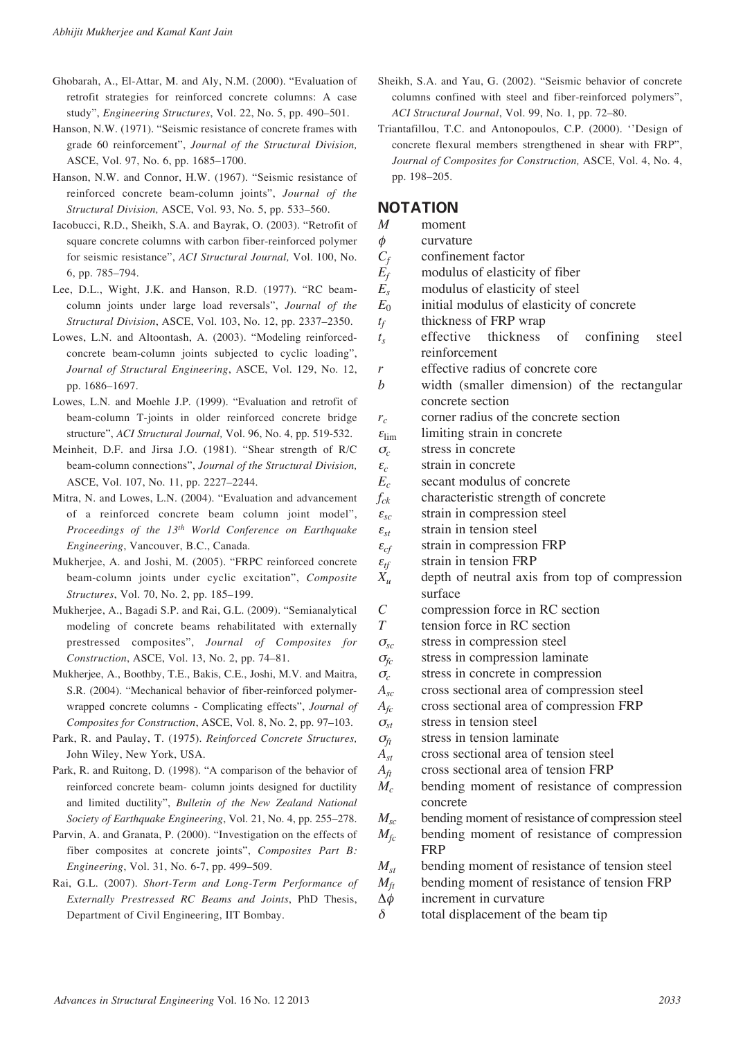Ghobarah, A., El-Attar, M. and Aly, N.M. (2000). "Evaluation of retrofit strategies for reinforced concrete columns: A case study", *Engineering Structures*, Vol. 22, No. 5, pp. 490–501.

Hanson, N.W. (1971). "Seismic resistance of concrete frames with grade 60 reinforcement", *Journal of the Structural Division,* ASCE, Vol. 97, No. 6, pp. 1685–1700.

Hanson, N.W. and Connor, H.W. (1967). "Seismic resistance of reinforced concrete beam-column joints", *Journal of the Structural Division,* ASCE, Vol. 93, No. 5, pp. 533–560.

Iacobucci, R.D., Sheikh, S.A. and Bayrak, O. (2003). "Retrofit of square concrete columns with carbon fiber-reinforced polymer for seismic resistance", *ACI Structural Journal,* Vol. 100, No. 6, pp. 785–794.

Lee, D.L., Wight, J.K. and Hanson, R.D. (1977). "RC beam-column joints under large load reversals", *Journal of the Structural Division*, ASCE, Vol. 103, No. 12, pp. 2337–2350.

Lowes, L.N. and Altoontash, A. (2003). "Modeling reinforced-concrete beam-column joints subjected to cyclic loading", *Journal of Structural Engineering*, ASCE, Vol. 129, No. 12, pp. 1686–1697.

Lowes, L.N. and Moehle J.P. (1999). "Evaluation and retrofit of beam-column T-joints in older reinforced concrete bridge structure", *ACI Structural Journal,* Vol. 96, No. 4, pp. 519-532.

Meinheit, D.F. and Jirsa J.O. (1981). "Shear strength of R/C beam-column connections", *Journal of the Structural Division,* ASCE, Vol. 107, No. 11, pp. 2227–2244.

Mitra, N. and Lowes, L.N. (2004). "Evaluation and advancement of a reinforced concrete beam column joint model", *Proceedings of the 13th World Conference on Earthquake Engineering*, Vancouver, B.C., Canada.

Mukherjee, A. and Joshi, M. (2005). "FRPC reinforced concrete beam-column joints under cyclic excitation", *Composite Structures*, Vol. 70, No. 2, pp. 185–199.

Mukherjee, A., Bagadi S.P. and Rai, G.L. (2009). "Semianalytical modeling of concrete beams rehabilitated with externally prestressed composites", *Journal of Composites for Construction*, ASCE, Vol. 13, No. 2, pp. 74–81.

Mukherjee, A., Boothby, T.E., Bakis, C.E., Joshi, M.V. and Maitra, S.R. (2004). "Mechanical behavior of fiber-reinforced polymer-wrapped concrete columns - Complicating effects", *Journal of Composites for Construction*, ASCE, Vol. 8, No. 2, pp. 97–103.

Park, R. and Paulay, T. (1975). *Reinforced Concrete Structures,* John Wiley, New York, USA.

Park, R. and Ruitong, D. (1998). "A comparison of the behavior of reinforced concrete beam- column joints designed for ductility and limited ductility", *Bulletin of the New Zealand National Society of Earthquake Engineering*, Vol. 21, No. 4, pp. 255–278.

Parvin, A. and Granata, P. (2000). "Investigation on the effects of fiber composites at concrete joints", *Composites Part B: Engineering*, Vol. 31, No. 6-7, pp. 499–509.

Rai, G.L. (2007). *Short-Term and Long-Term Performance of Externally Prestressed RC Beams and Joints*, PhD Thesis, Department of Civil Engineering, IIT Bombay.

Sheikh, S.A. and Yau, G. (2002). "Seismic behavior of concrete columns confined with steel and fiber-reinforced polymers", *ACI Structural Journal*, Vol. 99, No. 1, pp. 72–80.

Triantafillou, T.C. and Antonopoulos, C.P. (2000). ''Design of concrete flexural members strengthened in shear with FRP", *Journal of Composites for Construction,* ASCE, Vol. 4, No. 4, pp. 198–205.

## NOTATION

| | |
|---|---|
| $M$ | moment |
| $\phi$ | curvature |
| $C_f$ | confinement factor |
| $E_f$ | modulus of elasticity of fiber |
| $E_s$ | modulus of elasticity of steel |
| $E_0$ | initial modulus of elasticity of concrete |
| $t_f$ | thickness of FRP wrap |
| $t_s$ | effective thickness of confining steel reinforcement |
| $r$ | effective radius of concrete core |
| $b$ | width (smaller dimension) of the rectangular concrete section |
| $r_c$ | corner radius of the concrete section |
| $\varepsilon_{\lim}$ | limiting strain in concrete |
| $\sigma_c$ | stress in concrete |
| $\varepsilon_c$ | strain in concrete |
| $E_c$ | secant modulus of concrete |
| $f_{ck}$ | characteristic strength of concrete |
| $\varepsilon_{sc}$ | strain in compression steel |
| $\varepsilon_{st}$ | strain in tension steel |
| $\varepsilon_{cf}$ | strain in compression FRP |
| $\varepsilon_{tf}$ | strain in tension FRP |
| $X_u$ | depth of neutral axis from top of compression surface |
| $C$ | compression force in RC section |
| $T$ | tension force in RC section |
| $\sigma_{sc}$ | stress in compression steel |
| $\sigma_{fc}$ | stress in compression laminate |
| $\sigma_c$ | stress in concrete in compression |
| $A_{sc}$ | cross sectional area of compression steel |
| $A_{fc}$ | cross sectional area of compression FRP |
| $\sigma_{st}$ | stress in tension steel |
| $\sigma_{ft}$ | stress in tension laminate |
| $A_{st}$ | cross sectional area of tension steel |
| $A_{ft}$ | cross sectional area of tension FRP |
| $M_c$ | bending moment of resistance of compression concrete |
| $M_{sc}$ | bending moment of resistance of compression steel |
| $M_{fc}$ | bending moment of resistance of compression FRP |
| $M_{st}$ | bending moment of resistance of tension steel |
| $M_{ft}$ | bending moment of resistance of tension FRP |
| $\Delta\phi$ | increment in curvature |
| $\delta$ | total displacement of the beam tip |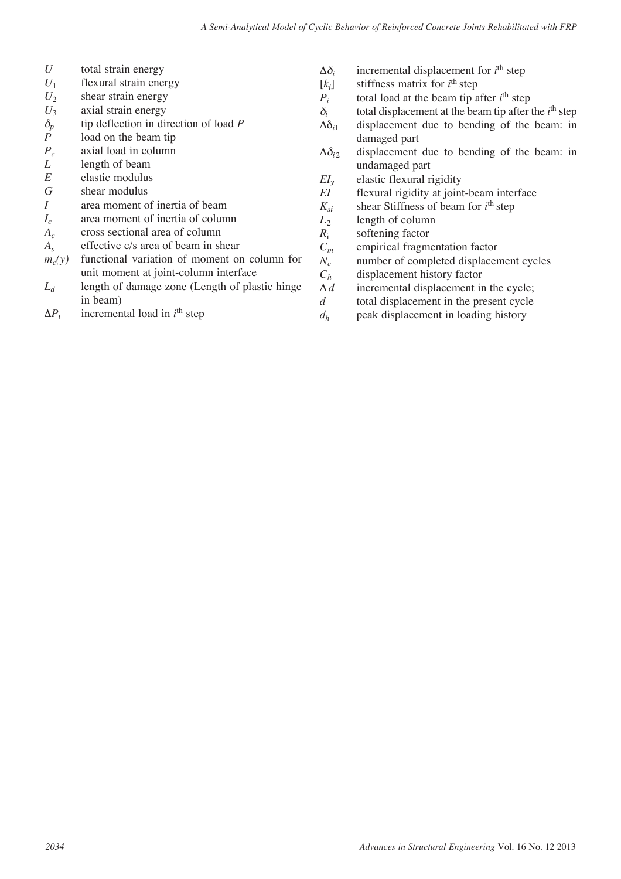$U$ total strain energy

$U_1$ flexural strain energy

$U_2$ shear strain energy

$U_3$ axial strain energy

$\delta_p$ tip deflection in direction of load $P$

$P$ load on the beam tip

$P_c$ axial load in column

$L$ length of beam

$E$ elastic modulus

$G$ shear modulus

$I$ area moment of inertia of beam

$I_c$ area moment of inertia of column

$A_c$ cross sectional area of column

$A_s$ effective c/s area of beam in shear

$m_c(y)$ functional variation of moment on column for unit moment at joint-column interface

$L_d$ length of damage zone (Length of plastic hinge in beam)

$\Delta P_i$ incremental load in $i^{th}$ step

$\Delta\delta_i$ incremental displacement for $i^{th}$ step

$[k_i]$ stiffness matrix for $i^{th}$ step

$P_i$ total load at the beam tip after $i^{th}$ step

$\delta_i$ total displacement at the beam tip after the $i^{th}$ step

$\Delta\delta_{i1}$ displacement due to bending of the beam: in damaged part

$\Delta\delta_{i2}$ displacement due to bending of the beam: in undamaged part

$EI_y$ elastic flexural rigidity

$EI$ flexural rigidity at joint-beam interface

$K_{si}$ shear Stiffness of beam for $i^{th}$ step

$L_2$ length of column

$R_i$ softening factor

$C_m$ empirical fragmentation factor

$N_c$ number of completed displacement cycles

$C_h$ displacement history factor

$\Delta d$ incremental displacement in the cycle;

$d$ total displacement in the present cycle

$d_h$ peak displacement in loading history